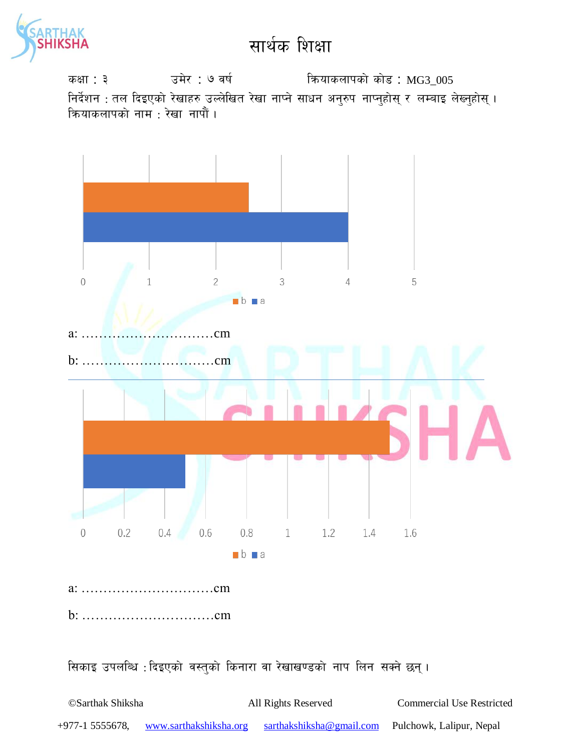# सार्थक शिक्षा

कक्षा : ३ उमेर : ७ वर्ष क्रियाकलापको कोड : MG3_005

निर्देशन : तल दिइएको रेखाहरु उल्लेखित रेखा नाप्ने साधन अनुरुप नाप्नुहोस् र लम्बाइ लेख्नुहोस् ।

क्रियाकलापको नाम : रेखा नापौं ।

0 1 2 3 4 5

b a

a: …………………………cm

b: …………………………cm

---

0 0.2 0.4 0.6 0.8 1 1.2 1.4 1.6

b a

a: …………………………cm

b: …………………………cm

सिकाइ उपलब्धि : दिइएको वस्तुको किनारा वा रेखाखण्डको नाप लिन सक्ने छन् ।

©Sarthak Shiksha All Rights Reserved Commercial Use Restricted

+977-1 5555678, www.sarthakshiksha.org sarthakshiksha@gmail.com Pulchowk, Lalipur, Nepal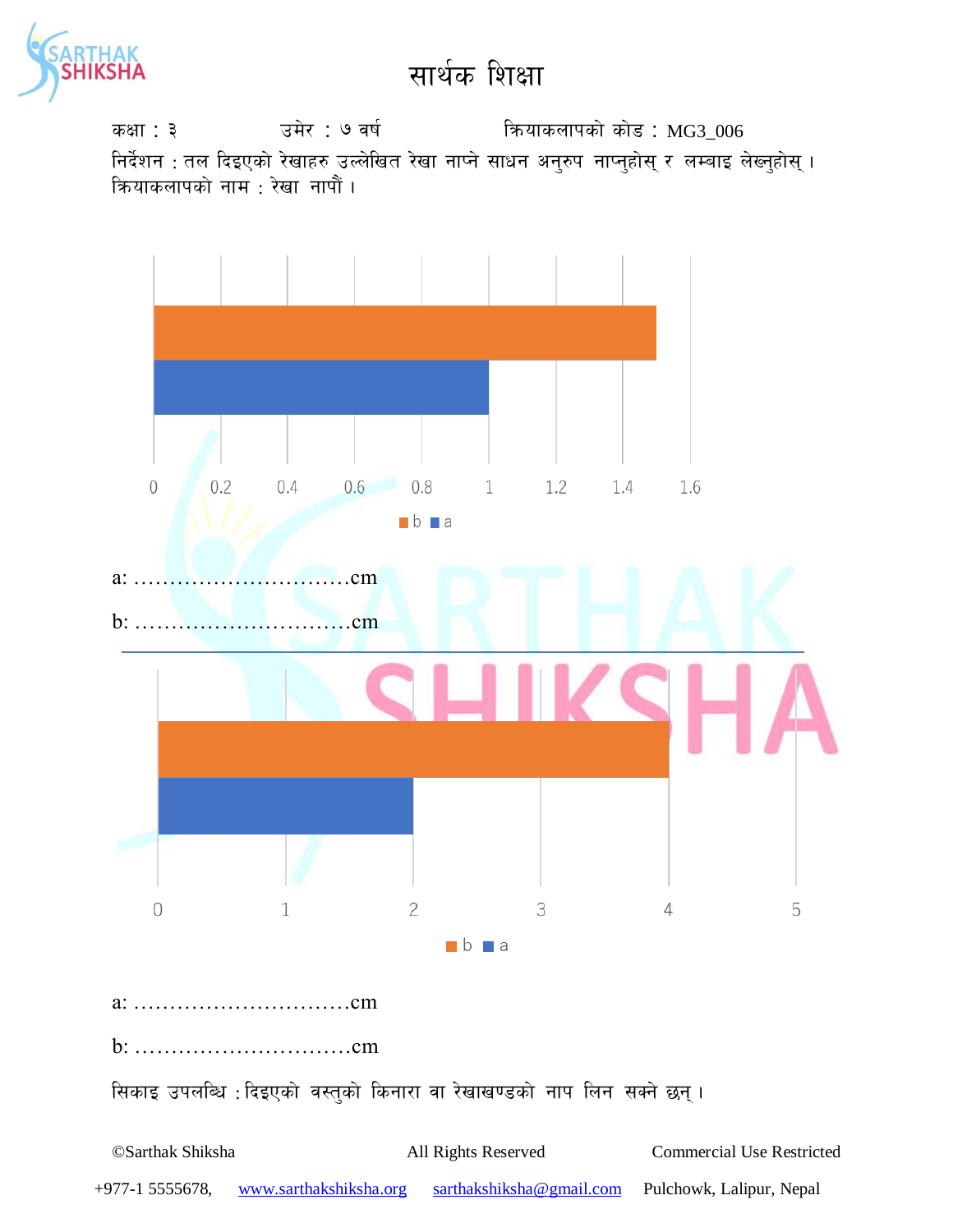# सार्थक शिक्षा

कक्षा : ३ उमेर : ७ वर्ष क्रियाकलापको कोड : MG3_006

निर्देशन : तल दिइएको रेखाहरु उल्लेखित रेखा नाप्ने साधन अनुरुप नाप्नुहोस् र लम्बाइ लेख्नुहोस् ।

क्रियाकलापको नाम : रेखा नापौं ।

0 0.2 0.4 0.6 0.8 1 1.2 1.4 1.6

■ b ■ a

a: …………………………cm

b: …………………………cm

---

0 1 2 3 4 5

■ b ■ a

a: …………………………cm

b: …………………………cm

सिकाइ उपलब्धि : दिइएको वस्तुको किनारा वा रेखाखण्डको नाप लिन सक्ने छन् ।

©Sarthak Shiksha All Rights Reserved Commercial Use Restricted

+977-1 5555678, www.sarthakshiksha.org sarthakshiksha@gmail.com Pulchowk, Lalipur, Nepal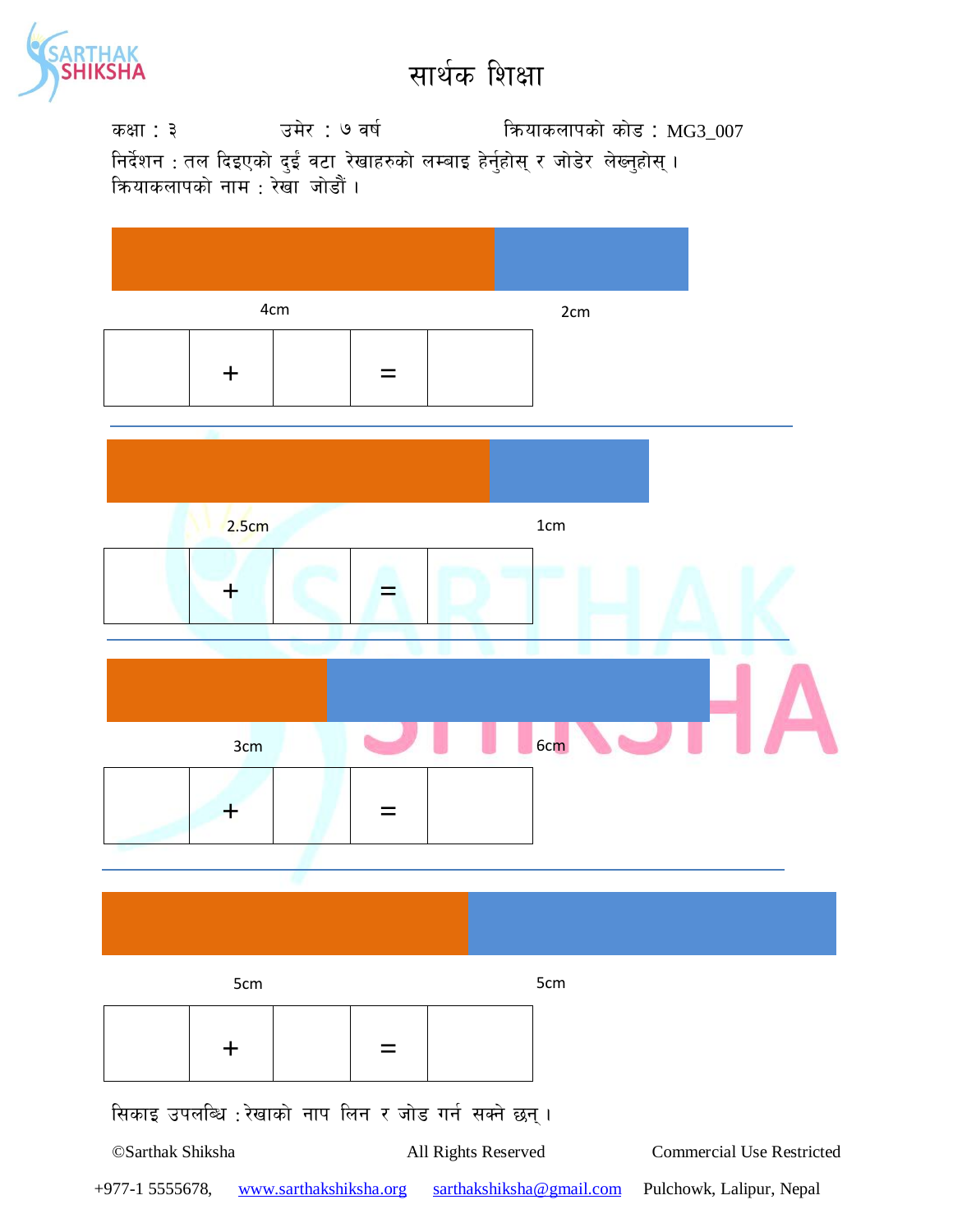# सार्थक शिक्षा

कक्षा : ३ उमेर : ७ वर्ष क्रियाकलापको कोड : MG3_007

निर्देशन : तल दिइएको दुई वटा रेखाहरुको लम्बाइ हेर्नुहोस् र जोडेर लेख्नुहोस् ।

क्रियाकलापको नाम : रेखा जोडौं ।

4cm 2cm

| | + | | = | |
|---|---|---|---|---|

2.5cm 1cm

| | + | | = | |
|---|---|---|---|---|

3cm 6cm

| | + | | = | |
|---|---|---|---|---|

5cm 5cm

| | + | | = | |
|---|---|---|---|---|

सिकाइ उपलब्धि : रेखाको नाप लिन र जोड गर्न सक्ने छन् ।

©Sarthak Shiksha All Rights Reserved Commercial Use Restricted

+977-1 5555678, www.sarthakshiksha.org sarthakshiksha@gmail.com Pulchowk, Lalipur, Nepal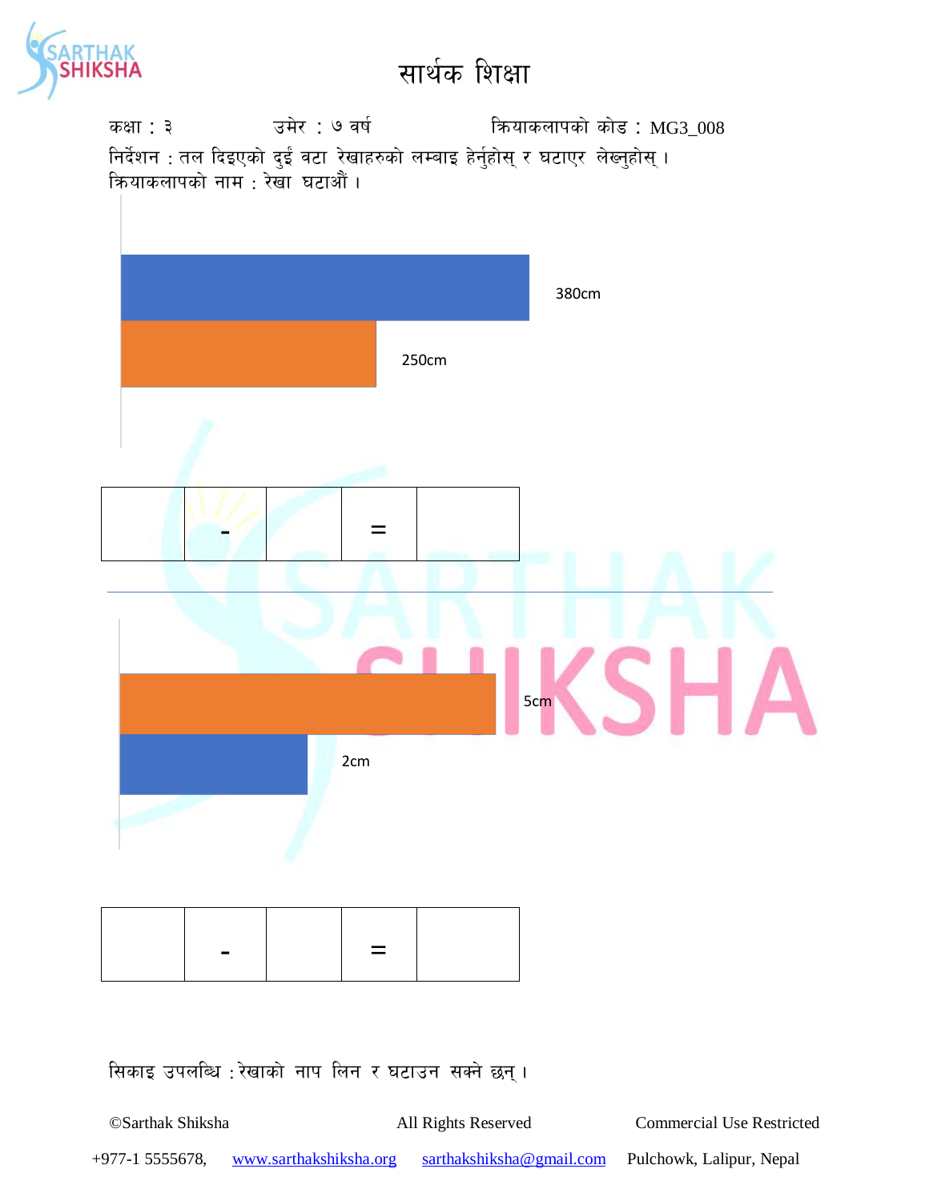# सार्थक शिक्षा

कक्षा : ३ उमेर : ७ वर्ष क्रियाकलापको कोड : MG3_008

निर्देशन : तल दिइएको दुईं वटा रेखाहरुको लम्बाइ हेर्नुहोस् र घटाएर लेख्नुहोस् ।

क्रियाकलापको नाम : रेखा घटाऔं ।

380cm

250cm

| | - | | = | |
|---|---|---|---|---|

---

5cm

2cm

| | - | | = | |
|---|---|---|---|---|

सिकाइ उपलब्धि : रेखाको नाप लिन र घटाउन सक्ने छन् ।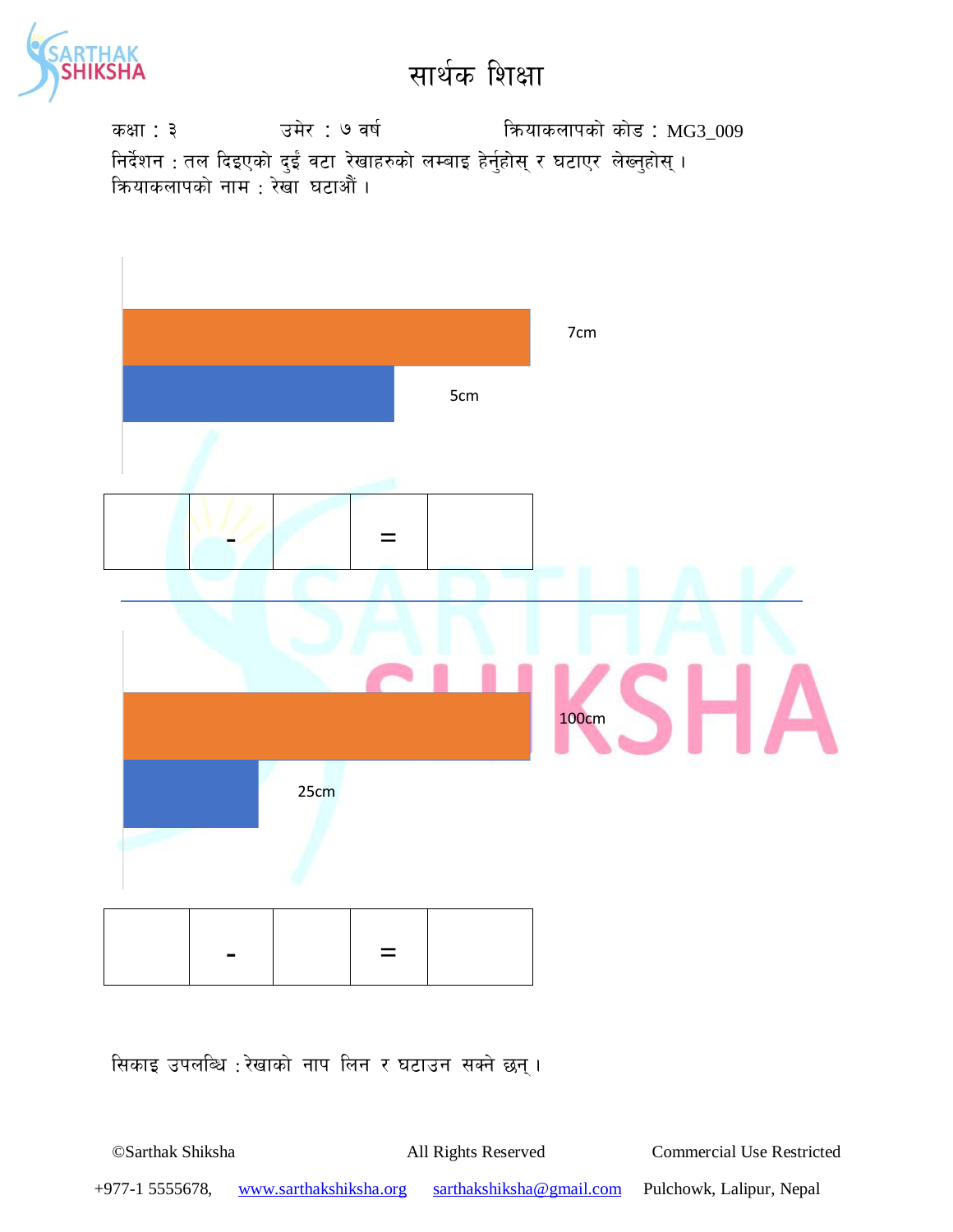# सार्थक शिक्षा

कक्षा : ३ उमेर : ७ वर्ष क्रियाकलापको कोड : MG3_009

निर्देशन : तल दिइएको दुईं वटा रेखाहरुको लम्बाइ हेर्नुहोस् र घटाएर लेख्नुहोस् ।

क्रियाकलापको नाम : रेखा घटाऔं ।

7cm

5cm

| | | | | |
|---|---|---|---|---|
| | - | | = | |

100cm

25cm

| | | | | |
|---|---|---|---|---|
| | - | | = | |

सिकाइ उपलब्धि : रेखाको नाप लिन र घटाउन सक्ने छन् ।

©Sarthak Shiksha All Rights Reserved Commercial Use Restricted

+977-1 5555678, www.sarthakshiksha.org sarthakshiksha@gmail.com Pulchowk, Lalipur, Nepal